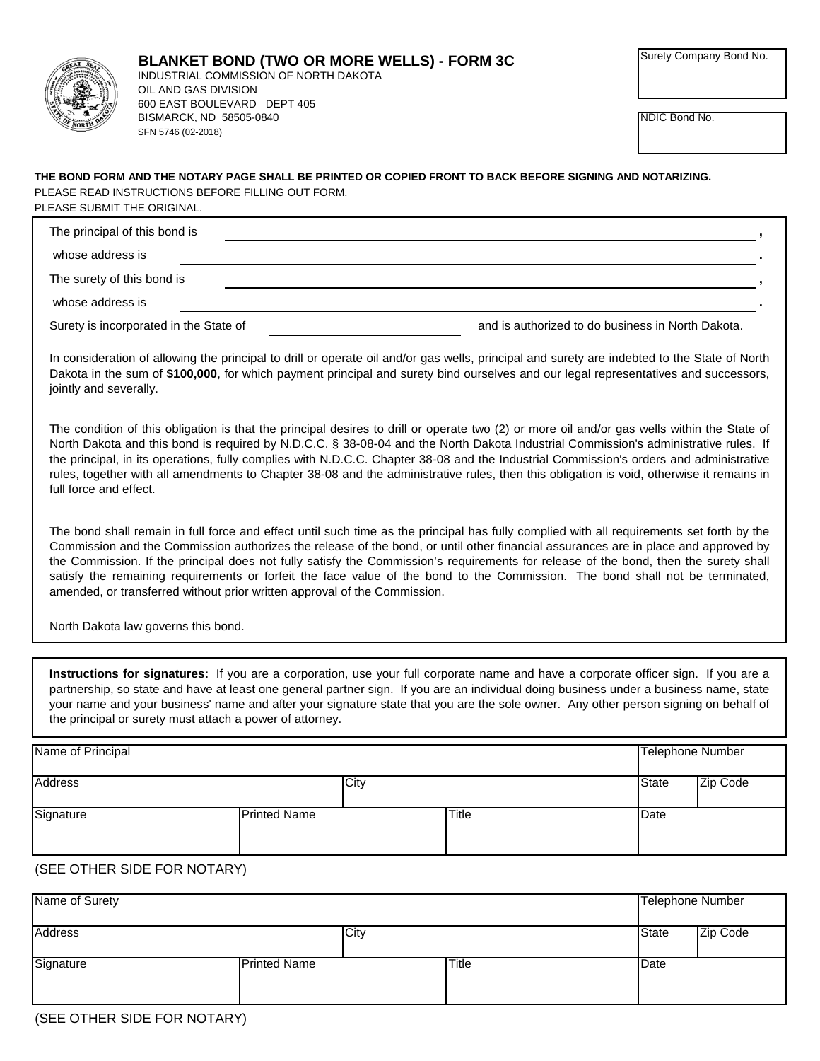# BLANKET BOND (TWO OR MORE WELLS) - FORM 3C

INDUSTRIAL COMMISSION OF NORTH DAKOTA
OIL AND GAS DIVISION
600 EAST BOULEVARD DEPT 405
BISMARCK, ND 58505-0840
SFN 5746 (02-2018)

| Surety Company Bond No. |
|---|
| |

| NDIC Bond No. |
|---|
| |

**THE BOND FORM AND THE NOTARY PAGE SHALL BE PRINTED OR COPIED FRONT TO BACK BEFORE SIGNING AND NOTARIZING.**
PLEASE READ INSTRUCTIONS BEFORE FILLING OUT FORM.
PLEASE SUBMIT THE ORIGINAL.

The principal of this bond is ______________________________,

whose address is ______________________________.

The surety of this bond is ______________________________,

whose address is ______________________________.

Surety is incorporated in the State of ______________ and is authorized to do business in North Dakota.

In consideration of allowing the principal to drill or operate oil and/or gas wells, principal and surety are indebted to the State of North Dakota in the sum of **$100,000**, for which payment principal and surety bind ourselves and our legal representatives and successors, jointly and severally.

The condition of this obligation is that the principal desires to drill or operate two (2) or more oil and/or gas wells within the State of North Dakota and this bond is required by N.D.C.C. § 38-08-04 and the North Dakota Industrial Commission's administrative rules. If the principal, in its operations, fully complies with N.D.C.C. Chapter 38-08 and the Industrial Commission's orders and administrative rules, together with all amendments to Chapter 38-08 and the administrative rules, then this obligation is void, otherwise it remains in full force and effect.

The bond shall remain in full force and effect until such time as the principal has fully complied with all requirements set forth by the Commission and the Commission authorizes the release of the bond, or until other financial assurances are in place and approved by the Commission. If the principal does not fully satisfy the Commission's requirements for release of the bond, then the surety shall satisfy the remaining requirements or forfeit the face value of the bond to the Commission. The bond shall not be terminated, amended, or transferred without prior written approval of the Commission.

North Dakota law governs this bond.

**Instructions for signatures:** If you are a corporation, use your full corporate name and have a corporate officer sign. If you are a partnership, so state and have at least one general partner sign. If you are an individual doing business under a business name, state your name and your business' name and after your signature state that you are the sole owner. Any other person signing on behalf of the principal or surety must attach a power of attorney.

| Name of Principal | | | Telephone Number | |
|---|---|---|---|---|
| Address | City | | State | Zip Code |
| Signature | Printed Name | Title | Date | |

(SEE OTHER SIDE FOR NOTARY)

| Name of Surety | | | Telephone Number | |
|---|---|---|---|---|
| Address | City | | State | Zip Code |
| Signature | Printed Name | Title | Date | |

(SEE OTHER SIDE FOR NOTARY)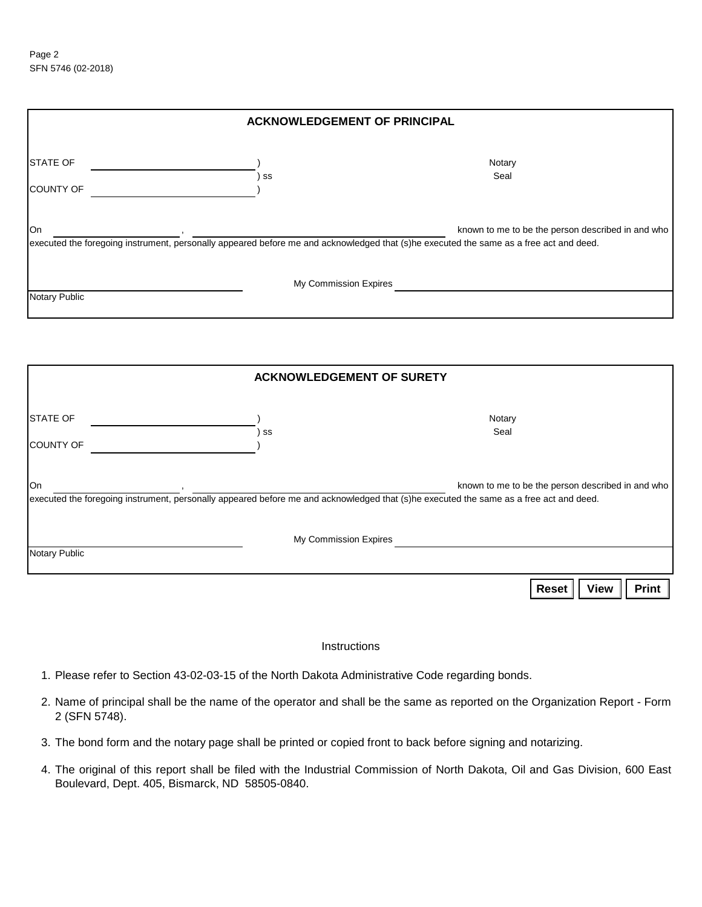Page 2
SFN 5746 (02-2018)

## ACKNOWLEDGEMENT OF PRINCIPAL

STATE OF ____________________ )
) ss
COUNTY OF ____________________ )

Notary
Seal

On ____________________ , ______________________________ known to me to be the person described in and who executed the foregoing instrument, personally appeared before me and acknowledged that (s)he executed the same as a free act and deed.

____________________________ My Commission Expires ____________________
Notary Public

## ACKNOWLEDGEMENT OF SURETY

STATE OF ____________________ )
) ss
COUNTY OF ____________________ )

Notary
Seal

On ____________________ , ______________________________ known to me to be the person described in and who executed the foregoing instrument, personally appeared before me and acknowledged that (s)he executed the same as a free act and deed.

____________________________ My Commission Expires ____________________
Notary Public

Reset View Print

### Instructions

1. Please refer to Section 43-02-03-15 of the North Dakota Administrative Code regarding bonds.
2. Name of principal shall be the name of the operator and shall be the same as reported on the Organization Report - Form 2 (SFN 5748).
3. The bond form and the notary page shall be printed or copied front to back before signing and notarizing.
4. The original of this report shall be filed with the Industrial Commission of North Dakota, Oil and Gas Division, 600 East Boulevard, Dept. 405, Bismarck, ND 58505-0840.